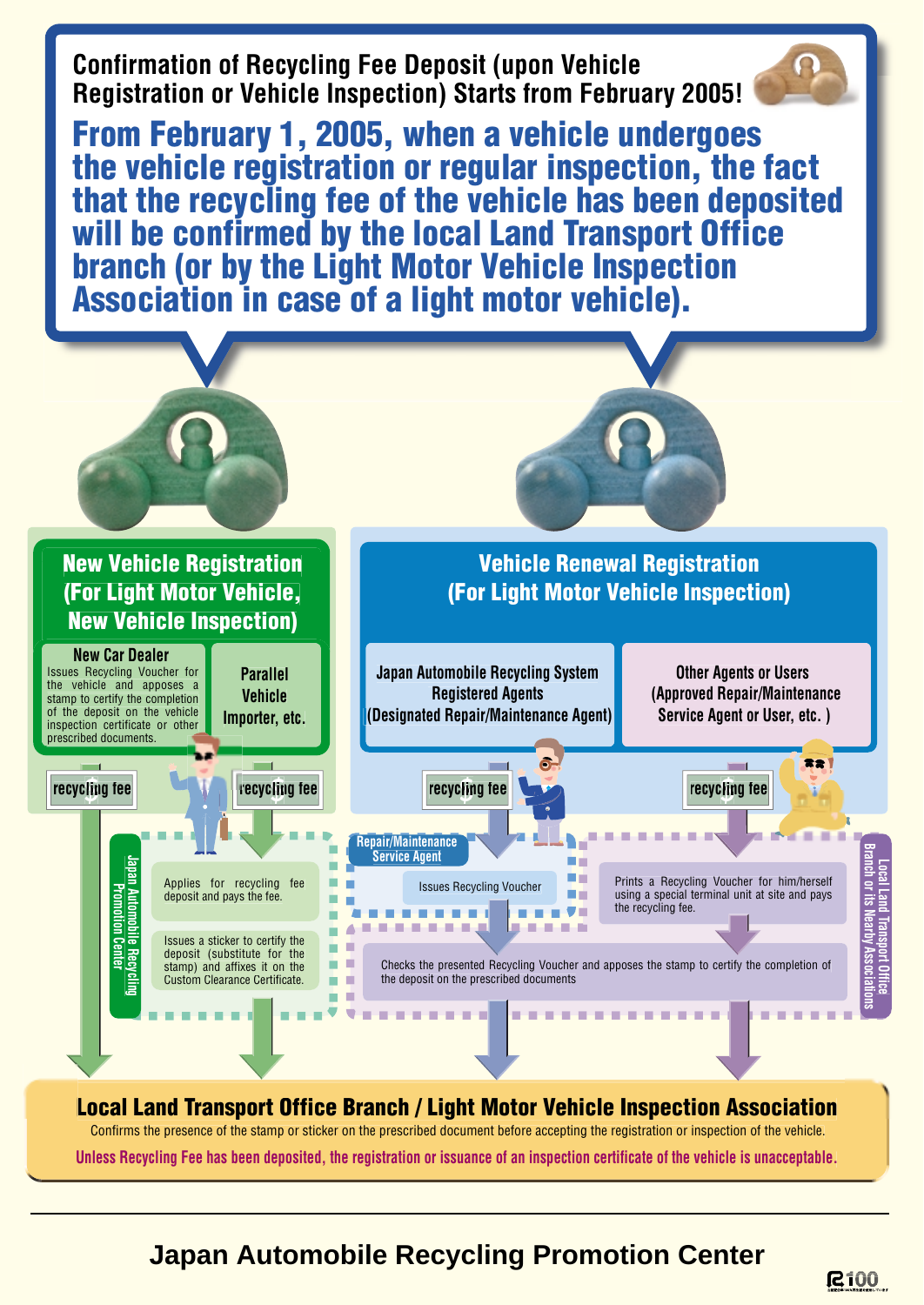# Confirmation of Recycling Fee Deposit (upon Vehicle Registration or Vehicle Inspection) Starts from February 2005!

## From February 1, 2005, when a vehicle undergoes the vehicle registration or regular inspection, the fact that the recycling fee of the vehicle has been deposited will be confirmed by the local Land Transport Office branch (or by the Light Motor Vehicle Inspection Association in case of a light motor vehicle).

### New Vehicle Registration (For Light Motor Vehicle, New Vehicle Inspection)

**New Car Dealer**

Issues Recycling Voucher for the vehicle and apposes a stamp to certify the completion of the deposit on the vehicle inspection certificate or other prescribed documents.

recycling fee

**Parallel Vehicle Importer, etc.**

recycling fee

**Japan Automobile Recycling Promotion Center**

- Applies for recycling fee deposit and pays the fee.
- Issues a sticker to certify the deposit (substitute for the stamp) and affixes it on the Custom Clearance Certificate.

### Vehicle Renewal Registration (For Light Motor Vehicle Inspection)

**Japan Automobile Recycling System Registered Agents (Designated Repair/Maintenance Agent)**

recycling fee

**Repair/Maintenance Service Agent**

Issues Recycling Voucher

**Other Agents or Users (Approved Repair/Maintenance Service Agent or User, etc. )**

recycling fee

Prints a Recycling Voucher for him/herself using a special terminal unit at site and pays the recycling fee.

**Local Land Transport Office Branch or its Nearby Associations**

Checks the presented Recycling Voucher and apposes the stamp to certify the completion of the deposit on the prescribed documents

### Local Land Transport Office Branch / Light Motor Vehicle Inspection Association

Confirms the presence of the stamp or sticker on the prescribed document before accepting the registration or inspection of the vehicle.

**Unless Recycling Fee has been deposited, the registration or issuance of an inspection certificate of the vehicle is unacceptable.**

---

**Japan Automobile Recycling Promotion Center**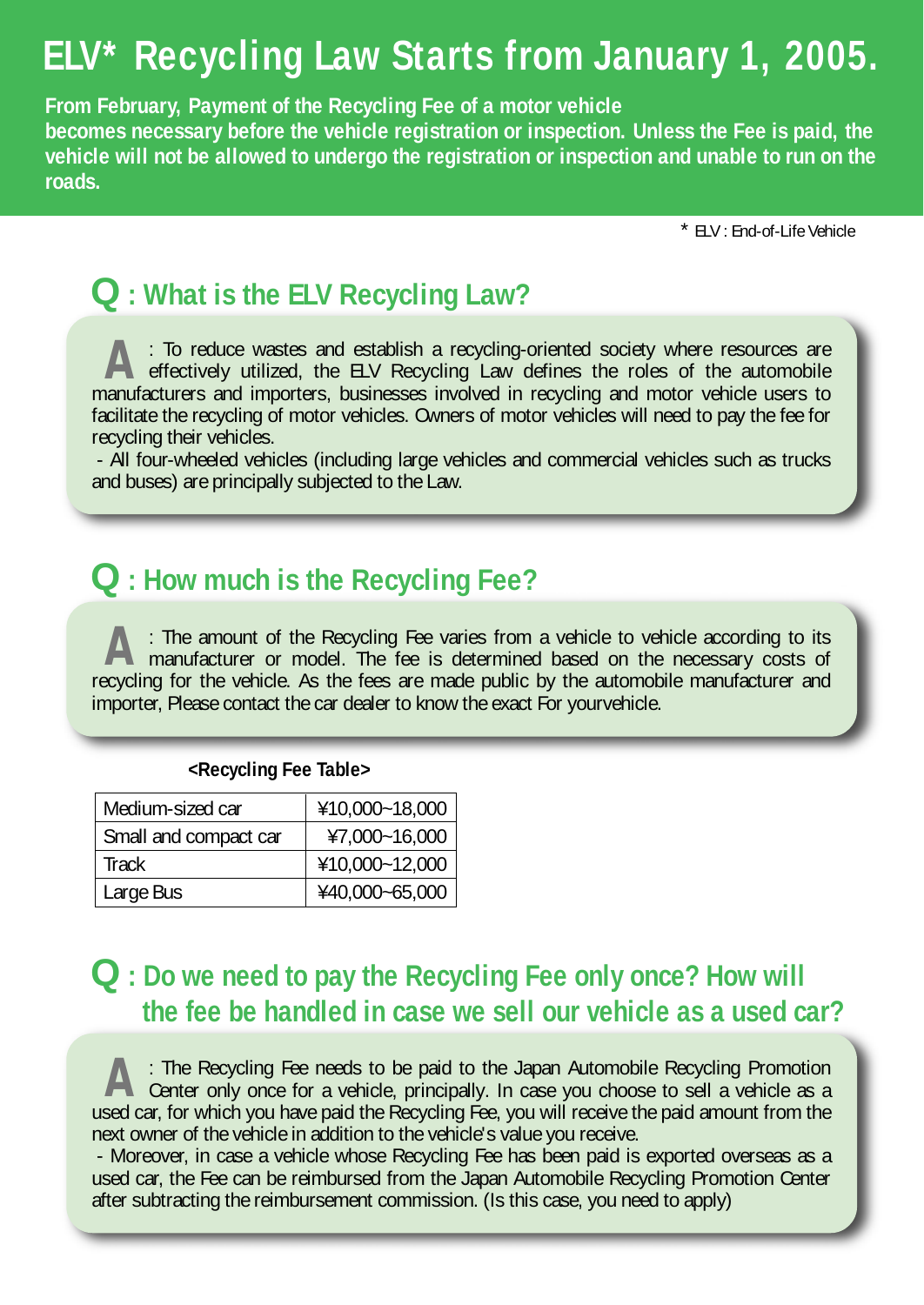# ELV* Recycling Law Starts from January 1, 2005.

**From February, Payment of the Recycling Fee of a motor vehicle becomes necessary before the vehicle registration or inspection. Unless the Fee is paid, the vehicle will not be allowed to undergo the registration or inspection and unable to run on the roads.**

\* ELV : End-of-Life Vehicle

## Q : What is the ELV Recycling Law?

**A** : To reduce wastes and establish a recycling-oriented society where resources are effectively utilized, the ELV Recycling Law defines the roles of the automobile manufacturers and importers, businesses involved in recycling and motor vehicle users to facilitate the recycling of motor vehicles. Owners of motor vehicles will need to pay the fee for recycling their vehicles.

- All four-wheeled vehicles (including large vehicles and commercial vehicles such as trucks and buses) are principally subjected to the Law.

## Q : How much is the Recycling Fee?

**A** : The amount of the Recycling Fee varies from a vehicle to vehicle according to its manufacturer or model. The fee is determined based on the necessary costs of recycling for the vehicle. As the fees are made public by the automobile manufacturer and importer, Please contact the car dealer to know the exact For yourvehicle.

**<Recycling Fee Table>**

| | |
|---|---|
| Medium-sized car | ¥10,000~18,000 |
| Small and compact car | ¥7,000~16,000 |
| Track | ¥10,000~12,000 |
| Large Bus | ¥40,000~65,000 |

## Q : Do we need to pay the Recycling Fee only once? How will the fee be handled in case we sell our vehicle as a used car?

**A** : The Recycling Fee needs to be paid to the Japan Automobile Recycling Promotion Center only once for a vehicle, principally. In case you choose to sell a vehicle as a used car, for which you have paid the Recycling Fee, you will receive the paid amount from the next owner of the vehicle in addition to the vehicle's value you receive.

- Moreover, in case a vehicle whose Recycling Fee has been paid is exported overseas as a used car, the Fee can be reimbursed from the Japan Automobile Recycling Promotion Center after subtracting the reimbursement commission. (Is this case, you need to apply)